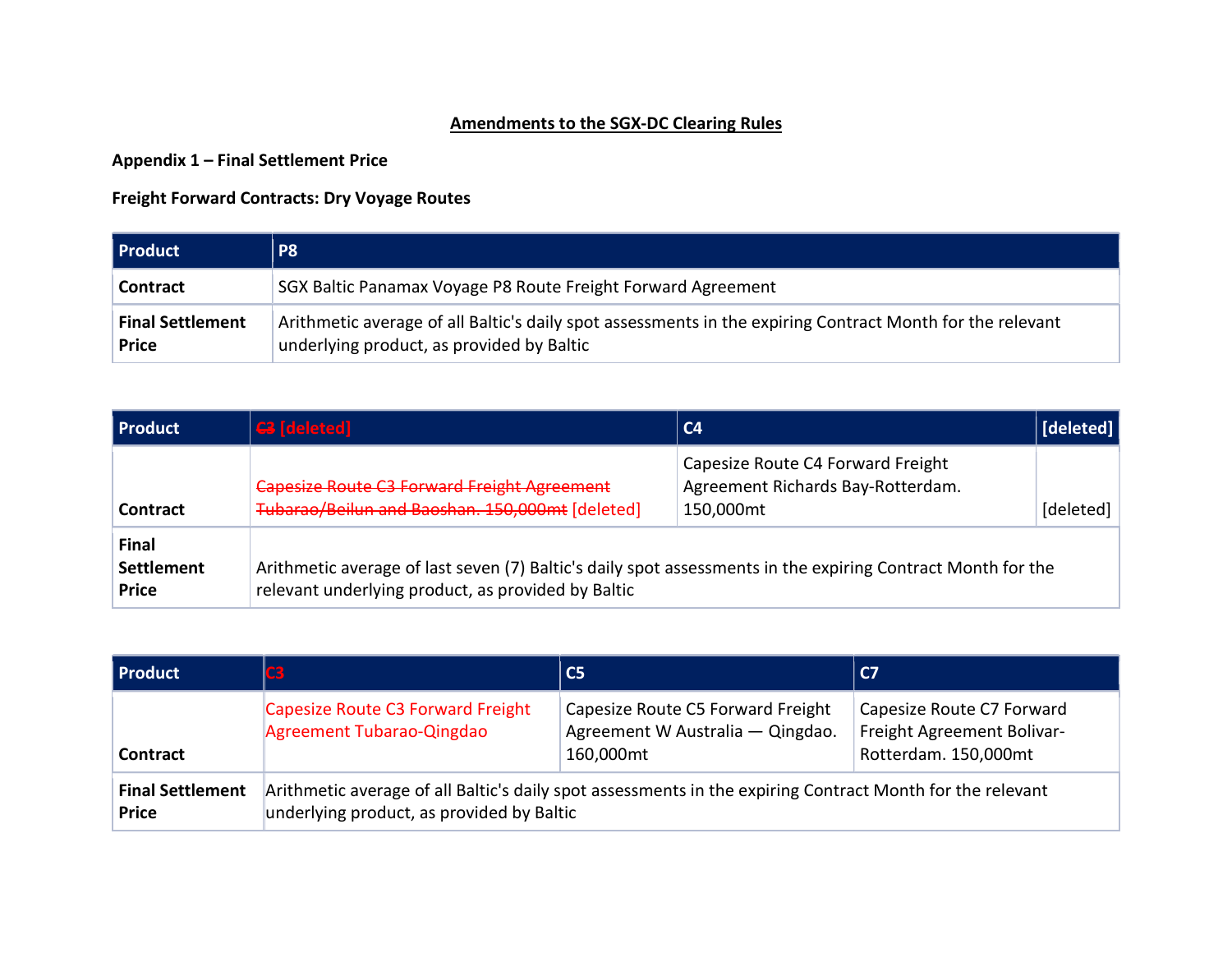**Amendments to the SGX-DC Clearing Rules**

**Appendix 1 – Final Settlement Price**

**Freight Forward Contracts: Dry Voyage Routes**

| **Product** | **P8** |
|---|---|
| **Contract** | SGX Baltic Panamax Voyage P8 Route Freight Forward Agreement |
| **Final Settlement Price** | Arithmetic average of all Baltic's daily spot assessments in the expiring Contract Month for the relevant underlying product, as provided by Baltic |

| **Product** | ~~C3~~ [deleted] | **C4** | **[deleted]** |
|---|---|---|---|
| **Contract** | ~~Capesize Route C3 Forward Freight Agreement Tubarao/Beilun and Baoshan. 150,000mt~~ [deleted] | Capesize Route C4 Forward Freight Agreement Richards Bay-Rotterdam. 150,000mt | [deleted] |
| **Final Settlement Price** | Arithmetic average of last seven (7) Baltic's daily spot assessments in the expiring Contract Month for the relevant underlying product, as provided by Baltic | | |

| **Product** | C3 | **C5** | **C7** |
|---|---|---|---|
| **Contract** | Capesize Route C3 Forward Freight Agreement Tubarao-Qingdao | Capesize Route C5 Forward Freight Agreement W Australia — Qingdao. 160,000mt | Capesize Route C7 Forward Freight Agreement Bolivar-Rotterdam. 150,000mt |
| **Final Settlement Price** | Arithmetic average of all Baltic's daily spot assessments in the expiring Contract Month for the relevant underlying product, as provided by Baltic | | |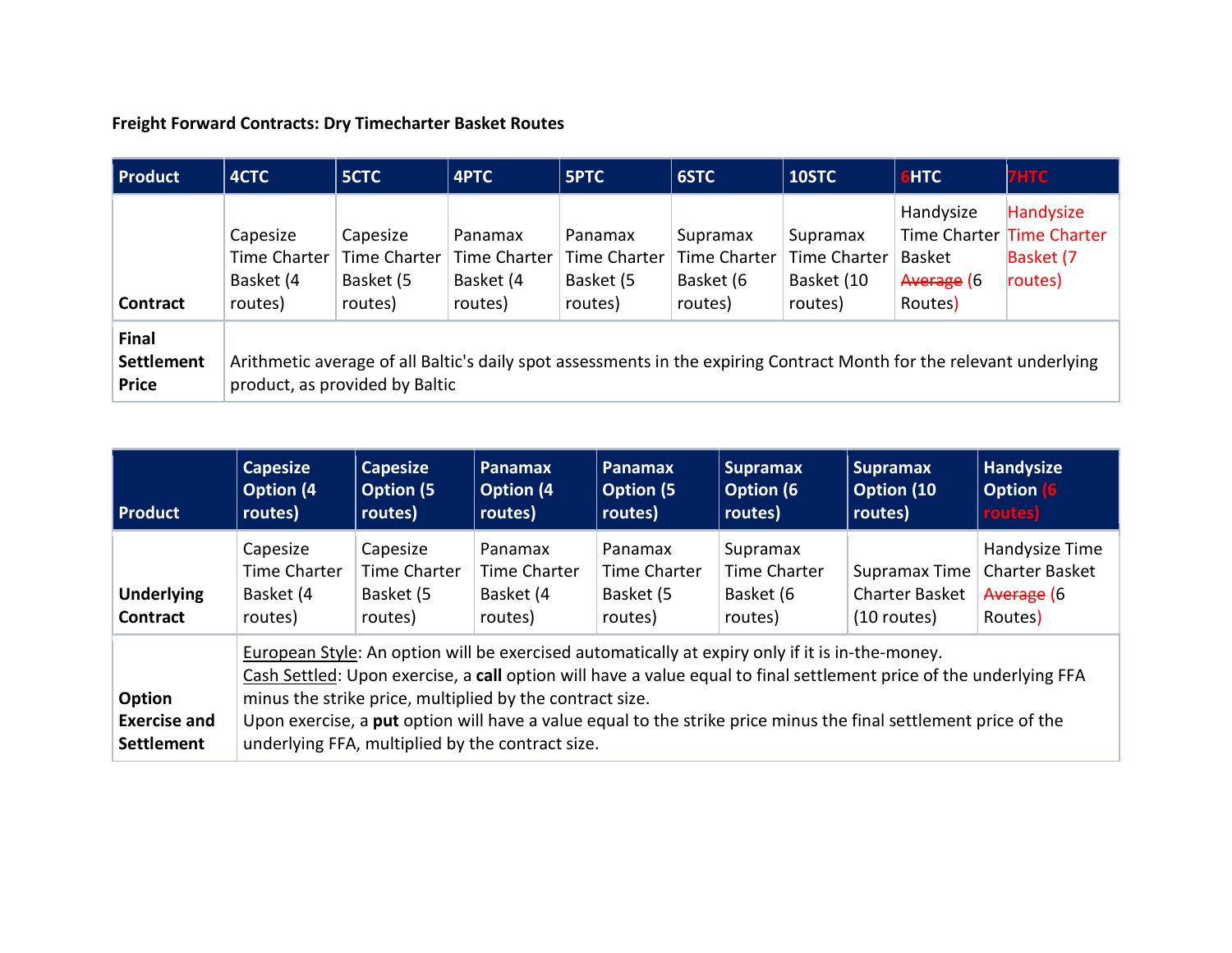**Freight Forward Contracts: Dry Timecharter Basket Routes**

| Product | 4CTC | 5CTC | 4PTC | 5PTC | 6STC | 10STC | 6HTC | 7HTC |
|---|---|---|---|---|---|---|---|---|
| **Contract** | Capesize Time Charter Basket (4 routes) | Capesize Time Charter Basket (5 routes) | Panamax Time Charter Basket (4 routes) | Panamax Time Charter Basket (5 routes) | Supramax Time Charter Basket (6 routes) | Supramax Time Charter Basket (10 routes) | Handysize Time Charter Basket ~~Average~~ (6 Routes) | Handysize Time Charter Basket (7 routes) |
| **Final Settlement Price** | Arithmetic average of all Baltic's daily spot assessments in the expiring Contract Month for the relevant underlying product, as provided by Baltic | | | | | | | |

| Product | Capesize Option (4 routes) | Capesize Option (5 routes) | Panamax Option (4 routes) | Panamax Option (5 routes) | Supramax Option (6 routes) | Supramax Option (10 routes) | Handysize Option (6 routes) |
|---|---|---|---|---|---|---|---|
| **Underlying Contract** | Capesize Time Charter Basket (4 routes) | Capesize Time Charter Basket (5 routes) | Panamax Time Charter Basket (4 routes) | Panamax Time Charter Basket (5 routes) | Supramax Time Charter Basket (6 routes) | Supramax Time Charter Basket (10 routes) | Handysize Time Charter Basket ~~Average~~ (6 Routes) |
| **Option Exercise and Settlement** | European Style: An option will be exercised automatically at expiry only if it is in-the-money. Cash Settled: Upon exercise, a **call** option will have a value equal to final settlement price of the underlying FFA minus the strike price, multiplied by the contract size. Upon exercise, a **put** option will have a value equal to the strike price minus the final settlement price of the underlying FFA, multiplied by the contract size. | | | | | | |